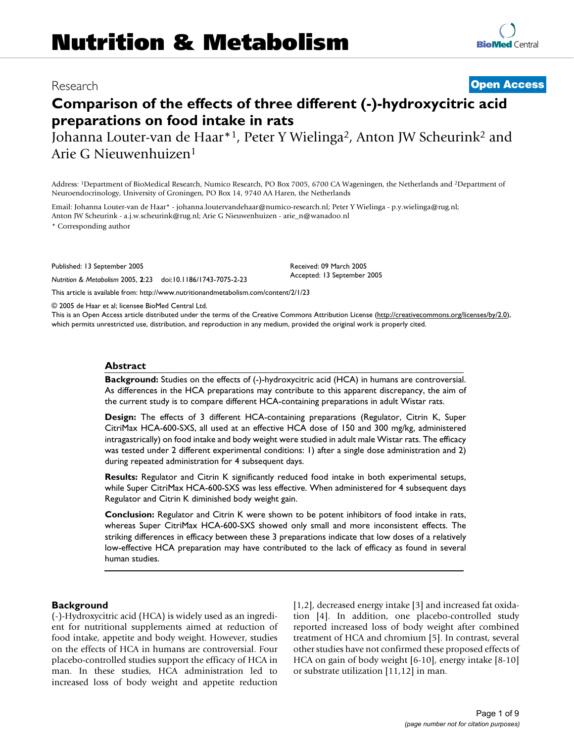# Nutrition & Metabolism

Research

**Open Access**

# Comparison of the effects of three different (-)-hydroxycitric acid preparations on food intake in rats

Johanna Louter-van de Haar*[1], Peter Y Wielinga[2], Anton JW Scheurink[2] and Arie G Nieuwenhuizen[1]

Address: [1]Department of BioMedical Research, Numico Research, PO Box 7005, 6700 CA Wageningen, the Netherlands and [2]Department of Neuroendocrinology, University of Groningen, PO Box 14, 9740 AA Haren, the Netherlands

Email: Johanna Louter-van de Haar* - johanna.loutervandehaar@numico-research.nl; Peter Y Wielinga - p.y.wielinga@rug.nl; Anton JW Scheurink - a.j.w.scheurink@rug.nl; Arie G Nieuwenhuizen - arie_n@wanadoo.nl

* Corresponding author

Published: 13 September 2005

*Nutrition & Metabolism* 2005, **2**:23 doi:10.1186/1743-7075-2-23

Received: 09 March 2005

Accepted: 13 September 2005

This article is available from: http://www.nutritionandmetabolism.com/content/2/1/23

© 2005 de Haar et al; licensee BioMed Central Ltd.

This is an Open Access article distributed under the terms of the Creative Commons Attribution License (http://creativecommons.org/licenses/by/2.0), which permits unrestricted use, distribution, and reproduction in any medium, provided the original work is properly cited.

## Abstract

**Background:** Studies on the effects of (-)-hydroxycitric acid (HCA) in humans are controversial. As differences in the HCA preparations may contribute to this apparent discrepancy, the aim of the current study is to compare different HCA-containing preparations in adult Wistar rats.

**Design:** The effects of 3 different HCA-containing preparations (Regulator, Citrin K, Super CitriMax HCA-600-SXS, all used at an effective HCA dose of 150 and 300 mg/kg, administered intragastrically) on food intake and body weight were studied in adult male Wistar rats. The efficacy was tested under 2 different experimental conditions: 1) after a single dose administration and 2) during repeated administration for 4 subsequent days.

**Results:** Regulator and Citrin K significantly reduced food intake in both experimental setups, while Super CitriMax HCA-600-SXS was less effective. When administered for 4 subsequent days Regulator and Citrin K diminished body weight gain.

**Conclusion:** Regulator and Citrin K were shown to be potent inhibitors of food intake in rats, whereas Super CitriMax HCA-600-SXS showed only small and more inconsistent effects. The striking differences in efficacy between these 3 preparations indicate that low doses of a relatively low-effective HCA preparation may have contributed to the lack of efficacy as found in several human studies.

## Background

(-)-Hydroxycitric acid (HCA) is widely used as an ingredient for nutritional supplements aimed at reduction of food intake, appetite and body weight. However, studies on the effects of HCA in humans are controversial. Four placebo-controlled studies support the efficacy of HCA in man. In these studies, HCA administration led to increased loss of body weight and appetite reduction [1,2], decreased energy intake [3] and increased fat oxidation [4]. In addition, one placebo-controlled study reported increased loss of body weight after combined treatment of HCA and chromium [5]. In contrast, several other studies have not confirmed these proposed effects of HCA on gain of body weight [6-10], energy intake [8-10] or substrate utilization [11,12] in man.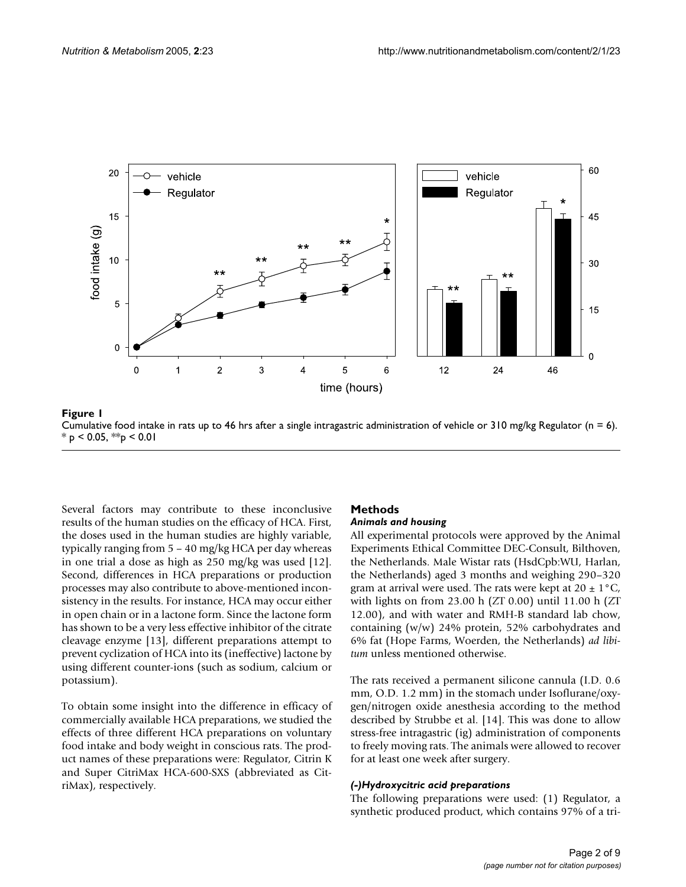**Figure 1**
Cumulative food intake in rats up to 46 hrs after a single intragastric administration of vehicle or 310 mg/kg Regulator (n = 6). * $p < 0.05$, ** $p < 0.01$

Several factors may contribute to these inconclusive results of the human studies on the efficacy of HCA. First, the doses used in the human studies are highly variable, typically ranging from 5 – 40 mg/kg HCA per day whereas in one trial a dose as high as 250 mg/kg was used [12]. Second, differences in HCA preparations or production processes may also contribute to above-mentioned inconsistency in the results. For instance, HCA may occur either in open chain or in a lactone form. Since the lactone form has shown to be a very less effective inhibitor of the citrate cleavage enzyme [13], different preparations attempt to prevent cyclization of HCA into its (ineffective) lactone by using different counter-ions (such as sodium, calcium or potassium).

To obtain some insight into the difference in efficacy of commercially available HCA preparations, we studied the effects of three different HCA preparations on voluntary food intake and body weight in conscious rats. The product names of these preparations were: Regulator, Citrin K and Super CitriMax HCA-600-SXS (abbreviated as CitriMax), respectively.

## Methods

### *Animals and housing*

All experimental protocols were approved by the Animal Experiments Ethical Committee DEC-Consult, Bilthoven, the Netherlands. Male Wistar rats (HsdCpb:WU, Harlan, the Netherlands) aged 3 months and weighing 290–320 gram at arrival were used. The rats were kept at 20 ± 1°C, with lights on from 23.00 h (ZT 0.00) until 11.00 h (ZT 12.00), and with water and RMH-B standard lab chow, containing (w/w) 24% protein, 52% carbohydrates and 6% fat (Hope Farms, Woerden, the Netherlands) *ad libitum* unless mentioned otherwise.

The rats received a permanent silicone cannula (I.D. 0.6 mm, O.D. 1.2 mm) in the stomach under Isoflurane/oxygen/nitrogen oxide anesthesia according to the method described by Strubbe et al. [14]. This was done to allow stress-free intragastric (ig) administration of components to freely moving rats. The animals were allowed to recover for at least one week after surgery.

### *(-)Hydroxycitric acid preparations*

The following preparations were used: (1) Regulator, a synthetic produced product, which contains 97% of a tri-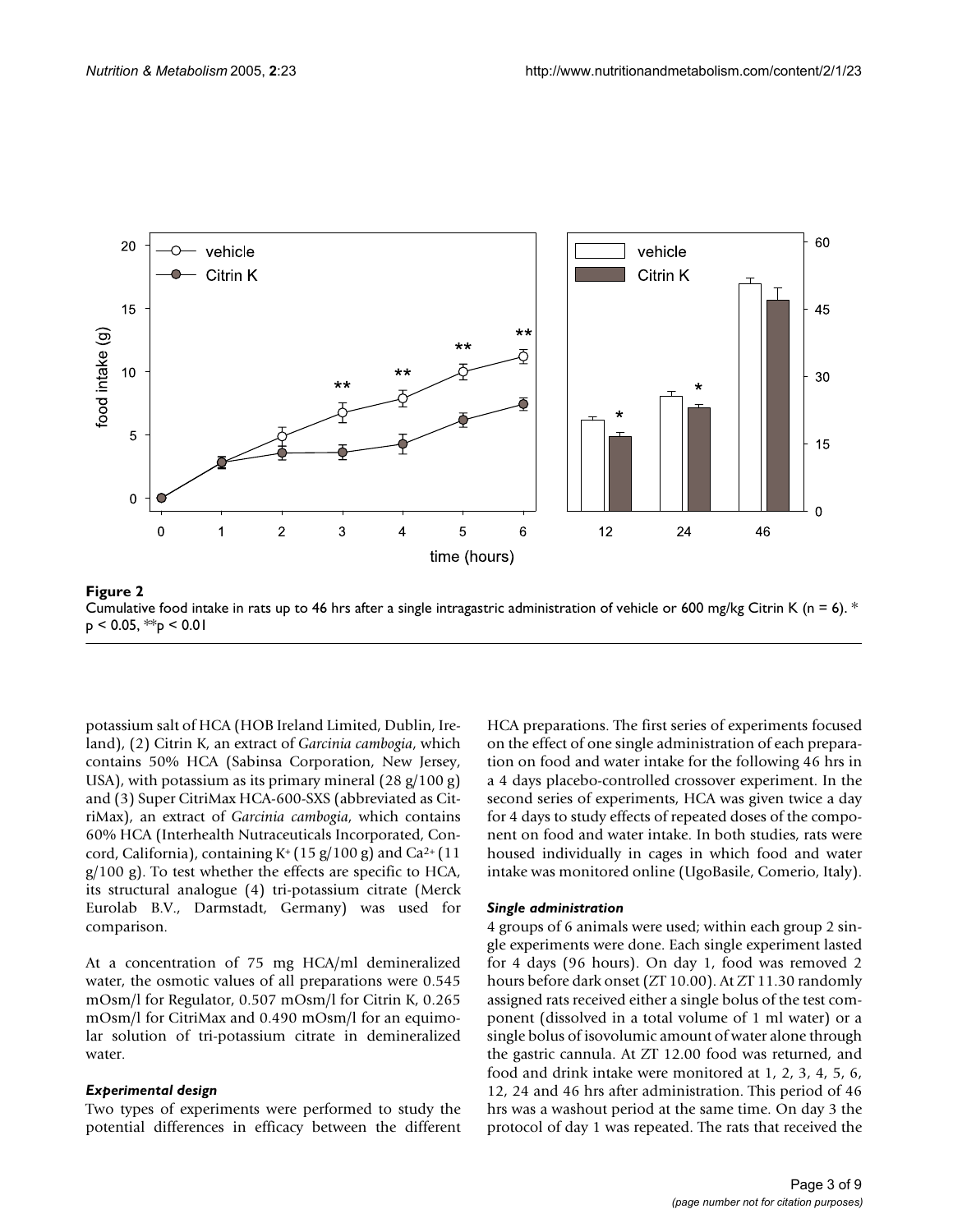**Figure 2**
Cumulative food intake in rats up to 46 hrs after a single intragastric administration of vehicle or 600 mg/kg Citrin K (n = 6). * $p < 0.05$, ** $p < 0.01$

potassium salt of HCA (HOB Ireland Limited, Dublin, Ireland), (2) Citrin K, an extract of *Garcinia cambogia*, which contains 50% HCA (Sabinsa Corporation, New Jersey, USA), with potassium as its primary mineral (28 g/100 g) and (3) Super CitriMax HCA-600-SXS (abbreviated as CitriMax), an extract of *Garcinia cambogia*, which contains 60% HCA (Interhealth Nutraceuticals Incorporated, Concord, California), containing $K^+$ (15 g/100 g) and $Ca^{2+}$ (11 g/100 g). To test whether the effects are specific to HCA, its structural analogue (4) tri-potassium citrate (Merck Eurolab B.V., Darmstadt, Germany) was used for comparison.

At a concentration of 75 mg HCA/ml demineralized water, the osmotic values of all preparations were 0.545 mOsm/l for Regulator, 0.507 mOsm/l for Citrin K, 0.265 mOsm/l for CitriMax and 0.490 mOsm/l for an equimolar solution of tri-potassium citrate in demineralized water.

### *Experimental design*

Two types of experiments were performed to study the potential differences in efficacy between the different HCA preparations. The first series of experiments focused on the effect of one single administration of each preparation on food and water intake for the following 46 hrs in a 4 days placebo-controlled crossover experiment. In the second series of experiments, HCA was given twice a day for 4 days to study effects of repeated doses of the component on food and water intake. In both studies, rats were housed individually in cages in which food and water intake was monitored online (UgoBasile, Comerio, Italy).

### *Single administration*

4 groups of 6 animals were used; within each group 2 single experiments were done. Each single experiment lasted for 4 days (96 hours). On day 1, food was removed 2 hours before dark onset (ZT 10.00). At ZT 11.30 randomly assigned rats received either a single bolus of the test component (dissolved in a total volume of 1 ml water) or a single bolus of isovolumic amount of water alone through the gastric cannula. At ZT 12.00 food was returned, and food and drink intake were monitored at 1, 2, 3, 4, 5, 6, 12, 24 and 46 hrs after administration. This period of 46 hrs was a washout period at the same time. On day 3 the protocol of day 1 was repeated. The rats that received the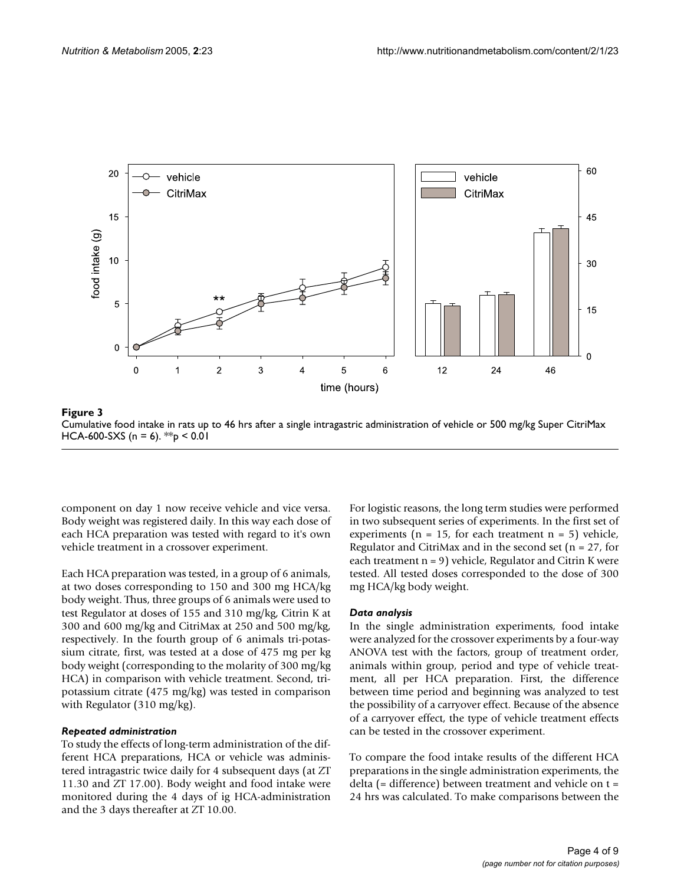**Figure 3**
Cumulative food intake in rats up to 46 hrs after a single intragastric administration of vehicle or 500 mg/kg Super CitriMax HCA-600-SXS (n = 6). **p < 0.01

component on day 1 now receive vehicle and vice versa. Body weight was registered daily. In this way each dose of each HCA preparation was tested with regard to it's own vehicle treatment in a crossover experiment.

Each HCA preparation was tested, in a group of 6 animals, at two doses corresponding to 150 and 300 mg HCA/kg body weight. Thus, three groups of 6 animals were used to test Regulator at doses of 155 and 310 mg/kg, Citrin K at 300 and 600 mg/kg and CitriMax at 250 and 500 mg/kg, respectively. In the fourth group of 6 animals tri-potassium citrate, first, was tested at a dose of 475 mg per kg body weight (corresponding to the molarity of 300 mg/kg HCA) in comparison with vehicle treatment. Second, tri-potassium citrate (475 mg/kg) was tested in comparison with Regulator (310 mg/kg).

### *Repeated administration*

To study the effects of long-term administration of the different HCA preparations, HCA or vehicle was administered intragastric twice daily for 4 subsequent days (at ZT 11.30 and ZT 17.00). Body weight and food intake were monitored during the 4 days of ig HCA-administration and the 3 days thereafter at ZT 10.00.

For logistic reasons, the long term studies were performed in two subsequent series of experiments. In the first set of experiments (n = 15, for each treatment n = 5) vehicle, Regulator and CitriMax and in the second set (n = 27, for each treatment n = 9) vehicle, Regulator and Citrin K were tested. All tested doses corresponded to the dose of 300 mg HCA/kg body weight.

### *Data analysis*

In the single administration experiments, food intake were analyzed for the crossover experiments by a four-way ANOVA test with the factors, group of treatment order, animals within group, period and type of vehicle treatment, all per HCA preparation. First, the difference between time period and beginning was analyzed to test the possibility of a carryover effect. Because of the absence of a carryover effect, the type of vehicle treatment effects can be tested in the crossover experiment.

To compare the food intake results of the different HCA preparations in the single administration experiments, the delta (= difference) between treatment and vehicle on t = 24 hrs was calculated. To make comparisons between the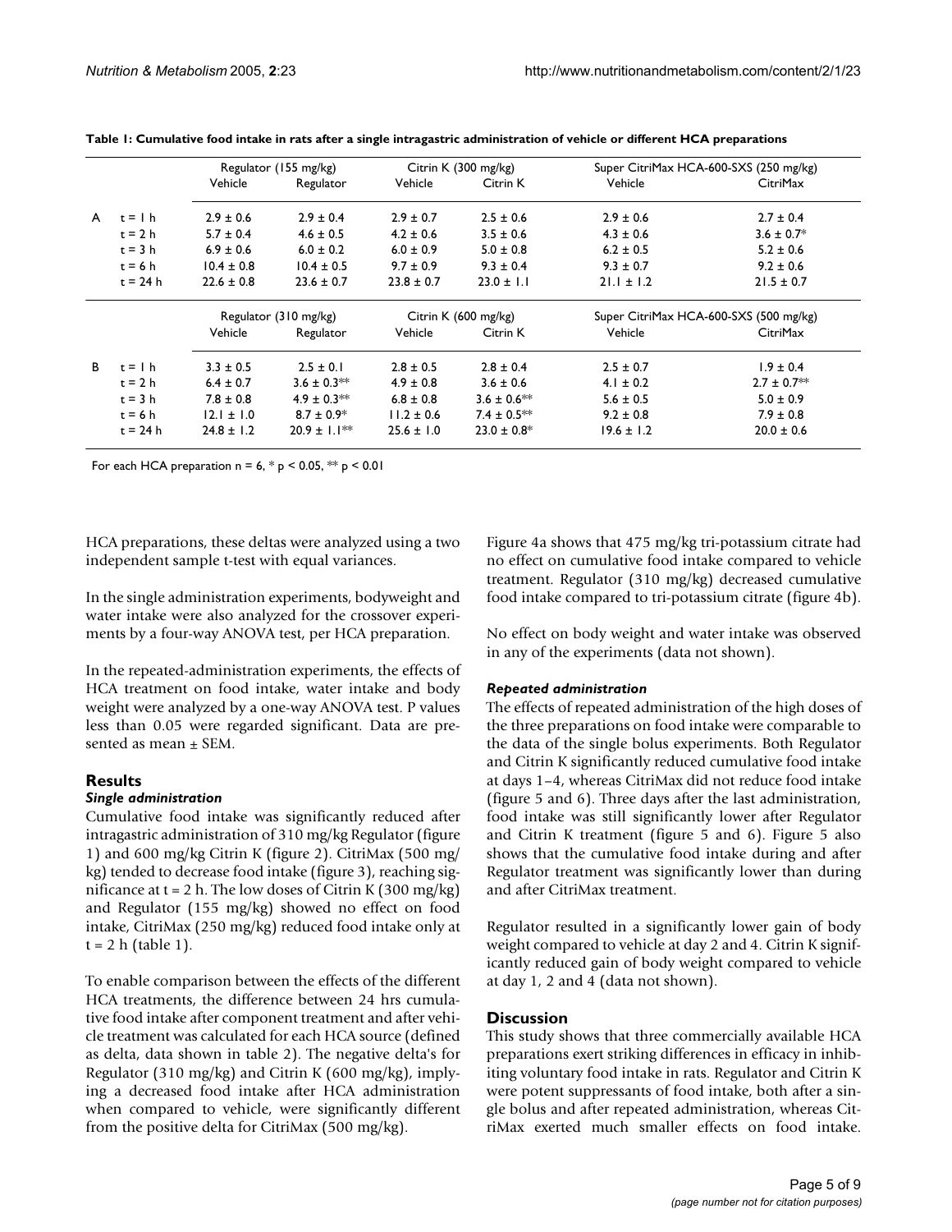**Table 1: Cumulative food intake in rats after a single intragastric administration of vehicle or different HCA preparations**

| | | Regulator (155 mg/kg) | | Citrin K (300 mg/kg) | | Super CitriMax HCA-600-SXS (250 mg/kg) | |
|---|---|---|---|---|---|---|---|
| | | Vehicle | Regulator | Vehicle | Citrin K | Vehicle | CitriMax |
| A | t = 1 h | 2.9 ± 0.6 | 2.9 ± 0.4 | 2.9 ± 0.7 | 2.5 ± 0.6 | 2.9 ± 0.6 | 2.7 ± 0.4 |
| | t = 2 h | 5.7 ± 0.4 | 4.6 ± 0.5 | 4.2 ± 0.6 | 3.5 ± 0.6 | 4.3 ± 0.6 | 3.6 ± 0.7* |
| | t = 3 h | 6.9 ± 0.6 | 6.0 ± 0.2 | 6.0 ± 0.9 | 5.0 ± 0.8 | 6.2 ± 0.5 | 5.2 ± 0.6 |
| | t = 6 h | 10.4 ± 0.8 | 10.4 ± 0.5 | 9.7 ± 0.9 | 9.3 ± 0.4 | 9.3 ± 0.7 | 9.2 ± 0.6 |
| | t = 24 h | 22.6 ± 0.8 | 23.6 ± 0.7 | 23.8 ± 0.7 | 23.0 ± 1.1 | 21.1 ± 1.2 | 21.5 ± 0.7 |
| | | Regulator (310 mg/kg) | | Citrin K (600 mg/kg) | | Super CitriMax HCA-600-SXS (500 mg/kg) | |
| | | Vehicle | Regulator | Vehicle | Citrin K | Vehicle | CitriMax |
| B | t = 1 h | 3.3 ± 0.5 | 2.5 ± 0.1 | 2.8 ± 0.5 | 2.8 ± 0.4 | 2.5 ± 0.7 | 1.9 ± 0.4 |
| | t = 2 h | 6.4 ± 0.7 | 3.6 ± 0.3** | 4.9 ± 0.8 | 3.6 ± 0.6 | 4.1 ± 0.2 | 2.7 ± 0.7** |
| | t = 3 h | 7.8 ± 0.8 | 4.9 ± 0.3** | 6.8 ± 0.8 | 3.6 ± 0.6** | 5.6 ± 0.5 | 5.0 ± 0.9 |
| | t = 6 h | 12.1 ± 1.0 | 8.7 ± 0.9* | 11.2 ± 0.6 | 7.4 ± 0.5** | 9.2 ± 0.8 | 7.9 ± 0.8 |
| | t = 24 h | 24.8 ± 1.2 | 20.9 ± 1.1** | 25.6 ± 1.0 | 23.0 ± 0.8* | 19.6 ± 1.2 | 20.0 ± 0.6 |

For each HCA preparation n = 6, * $p < 0.05$, ** $p < 0.01$

HCA preparations, these deltas were analyzed using a two independent sample t-test with equal variances.

In the single administration experiments, bodyweight and water intake were also analyzed for the crossover experiments by a four-way ANOVA test, per HCA preparation.

In the repeated-administration experiments, the effects of HCA treatment on food intake, water intake and body weight were analyzed by a one-way ANOVA test. P values less than 0.05 were regarded significant. Data are presented as mean ± SEM.

## Results

### *Single administration*

Cumulative food intake was significantly reduced after intragastric administration of 310 mg/kg Regulator (figure 1) and 600 mg/kg Citrin K (figure 2). CitriMax (500 mg/kg) tended to decrease food intake (figure 3), reaching significance at t = 2 h. The low doses of Citrin K (300 mg/kg) and Regulator (155 mg/kg) showed no effect on food intake, CitriMax (250 mg/kg) reduced food intake only at t = 2 h (table 1).

To enable comparison between the effects of the different HCA treatments, the difference between 24 hrs cumulative food intake after component treatment and after vehicle treatment was calculated for each HCA source (defined as delta, data shown in table 2). The negative delta's for Regulator (310 mg/kg) and Citrin K (600 mg/kg), implying a decreased food intake after HCA administration when compared to vehicle, were significantly different from the positive delta for CitriMax (500 mg/kg).

Figure 4a shows that 475 mg/kg tri-potassium citrate had no effect on cumulative food intake compared to vehicle treatment. Regulator (310 mg/kg) decreased cumulative food intake compared to tri-potassium citrate (figure 4b).

No effect on body weight and water intake was observed in any of the experiments (data not shown).

### *Repeated administration*

The effects of repeated administration of the high doses of the three preparations on food intake were comparable to the data of the single bolus experiments. Both Regulator and Citrin K significantly reduced cumulative food intake at days 1–4, whereas CitriMax did not reduce food intake (figure 5 and 6). Three days after the last administration, food intake was still significantly lower after Regulator and Citrin K treatment (figure 5 and 6). Figure 5 also shows that the cumulative food intake during and after Regulator treatment was significantly lower than during and after CitriMax treatment.

Regulator resulted in a significantly lower gain of body weight compared to vehicle at day 2 and 4. Citrin K significantly reduced gain of body weight compared to vehicle at day 1, 2 and 4 (data not shown).

## Discussion

This study shows that three commercially available HCA preparations exert striking differences in efficacy in inhibiting voluntary food intake in rats. Regulator and Citrin K were potent suppressants of food intake, both after a single bolus and after repeated administration, whereas CitriMax exerted much smaller effects on food intake.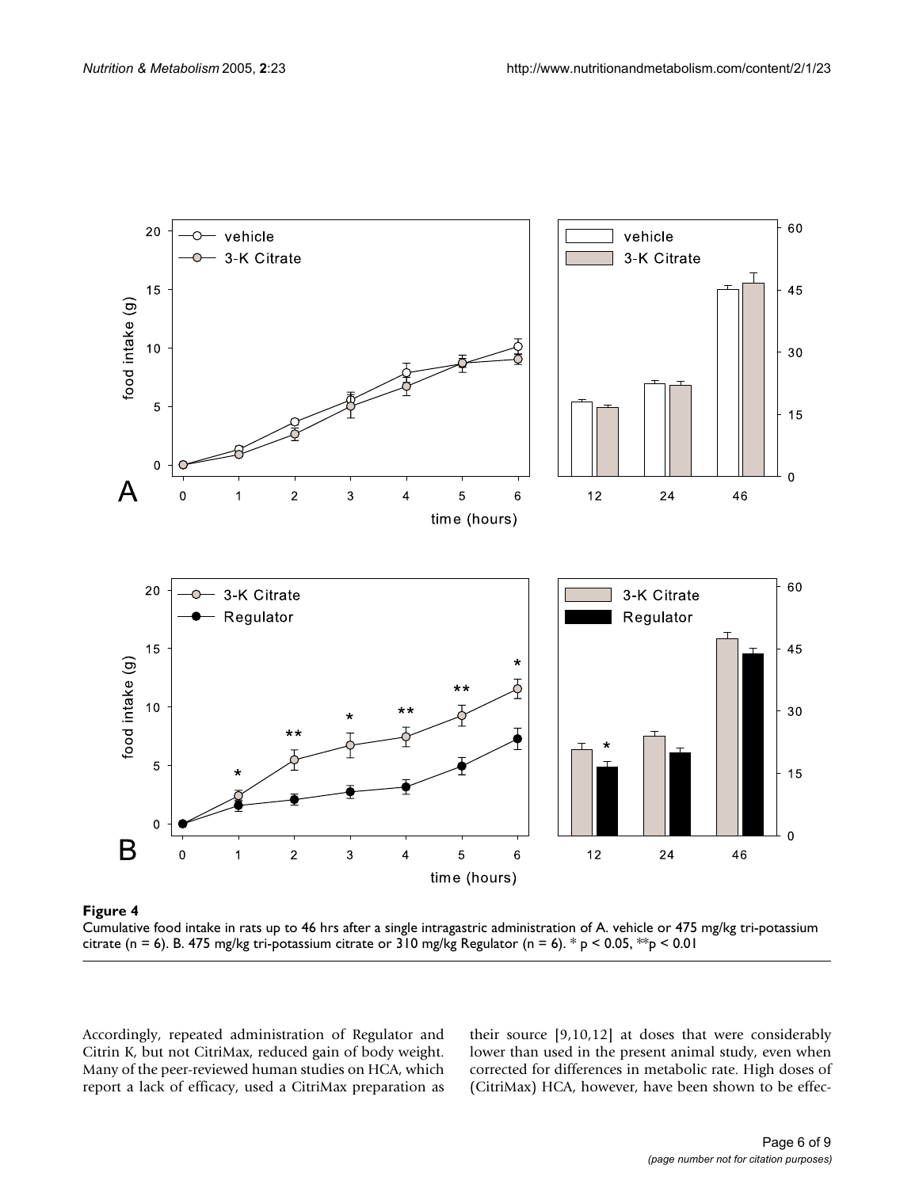**Figure 4**

Cumulative food intake in rats up to 46 hrs after a single intragastric administration of A. vehicle or 475 mg/kg tri-potassium citrate (n = 6). B. 475 mg/kg tri-potassium citrate or 310 mg/kg Regulator (n = 6). * $p < 0.05$, ** $p < 0.01$

Accordingly, repeated administration of Regulator and Citrin K, but not CitriMax, reduced gain of body weight. Many of the peer-reviewed human studies on HCA, which report a lack of efficacy, used a CitriMax preparation as their source [9,10,12] at doses that were considerably lower than used in the present animal study, even when corrected for differences in metabolic rate. High doses of (CitriMax) HCA, however, have been shown to be effec-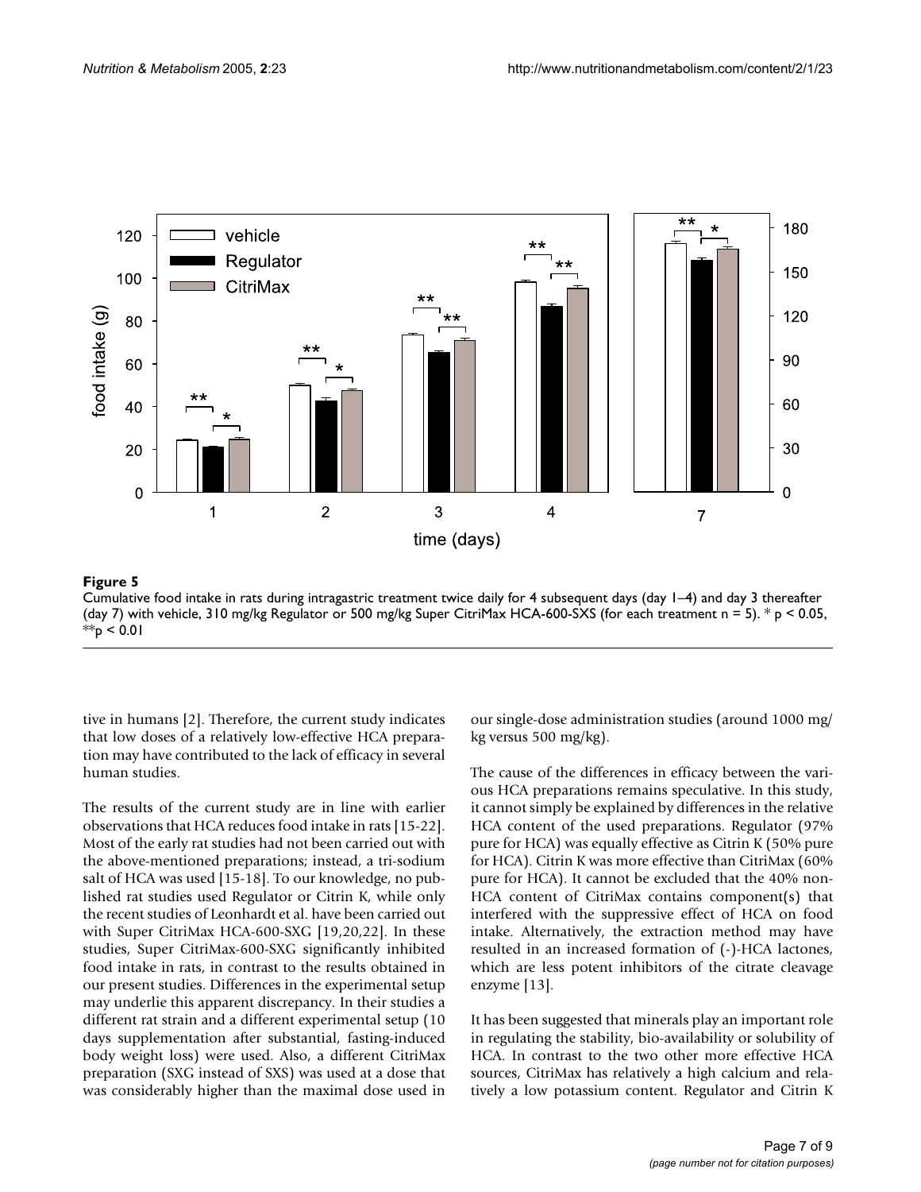**Figure 5**
Cumulative food intake in rats during intragastric treatment twice daily for 4 subsequent days (day 1–4) and day 3 thereafter (day 7) with vehicle, 310 mg/kg Regulator or 500 mg/kg Super CitriMax HCA-600-SXS (for each treatment n = 5). * $p < 0.05$, ** $p < 0.01$

tive in humans [2]. Therefore, the current study indicates that low doses of a relatively low-effective HCA preparation may have contributed to the lack of efficacy in several human studies.

The results of the current study are in line with earlier observations that HCA reduces food intake in rats [15-22]. Most of the early rat studies had not been carried out with the above-mentioned preparations; instead, a tri-sodium salt of HCA was used [15-18]. To our knowledge, no published rat studies used Regulator or Citrin K, while only the recent studies of Leonhardt et al. have been carried out with Super CitriMax HCA-600-SXG [19,20,22]. In these studies, Super CitriMax-600-SXG significantly inhibited food intake in rats, in contrast to the results obtained in our present studies. Differences in the experimental setup may underlie this apparent discrepancy. In their studies a different rat strain and a different experimental setup (10 days supplementation after substantial, fasting-induced body weight loss) were used. Also, a different CitriMax preparation (SXG instead of SXS) was used at a dose that was considerably higher than the maximal dose used in our single-dose administration studies (around 1000 mg/kg versus 500 mg/kg).

The cause of the differences in efficacy between the various HCA preparations remains speculative. In this study, it cannot simply be explained by differences in the relative HCA content of the used preparations. Regulator (97% pure for HCA) was equally effective as Citrin K (50% pure for HCA). Citrin K was more effective than CitriMax (60% pure for HCA). It cannot be excluded that the 40% non-HCA content of CitriMax contains component(s) that interfered with the suppressive effect of HCA on food intake. Alternatively, the extraction method may have resulted in an increased formation of (-)-HCA lactones, which are less potent inhibitors of the citrate cleavage enzyme [13].

It has been suggested that minerals play an important role in regulating the stability, bio-availability or solubility of HCA. In contrast to the two other more effective HCA sources, CitriMax has relatively a high calcium and relatively a low potassium content. Regulator and Citrin K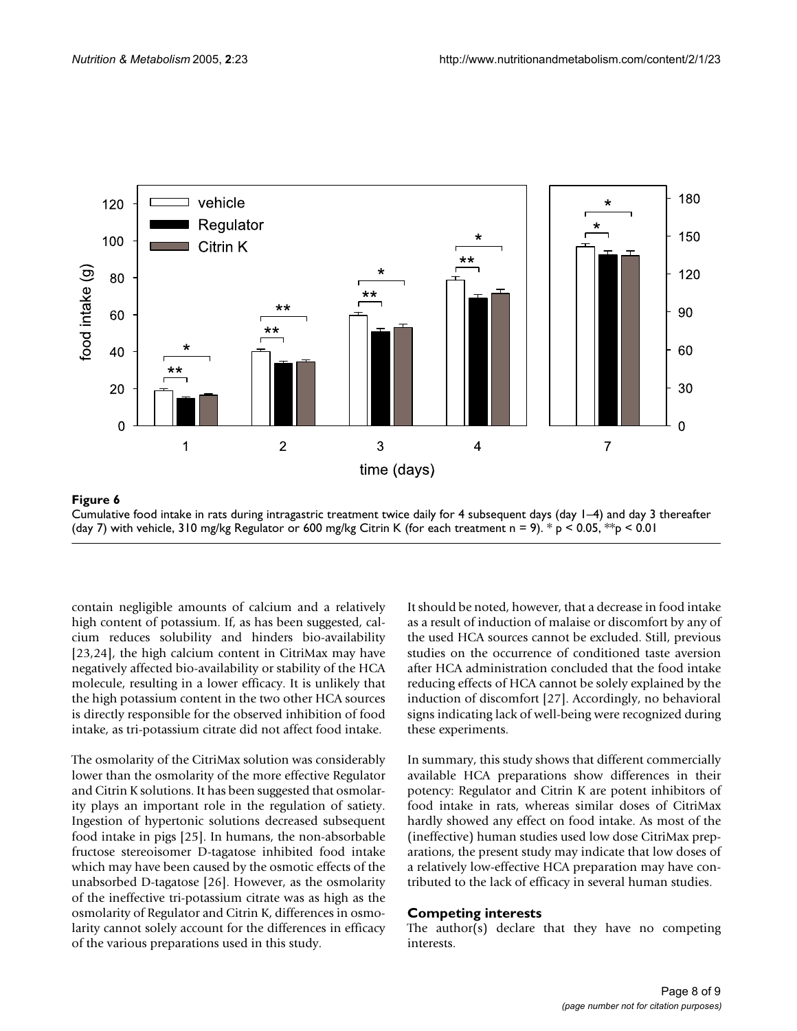**Figure 6**

Cumulative food intake in rats during intragastric treatment twice daily for 4 subsequent days (day 1–4) and day 3 thereafter (day 7) with vehicle, 310 mg/kg Regulator or 600 mg/kg Citrin K (for each treatment n = 9). * $p < 0.05$, ** $p < 0.01$

contain negligible amounts of calcium and a relatively high content of potassium. If, as has been suggested, calcium reduces solubility and hinders bio-availability [23,24], the high calcium content in CitriMax may have negatively affected bio-availability or stability of the HCA molecule, resulting in a lower efficacy. It is unlikely that the high potassium content in the two other HCA sources is directly responsible for the observed inhibition of food intake, as tri-potassium citrate did not affect food intake.

The osmolarity of the CitriMax solution was considerably lower than the osmolarity of the more effective Regulator and Citrin K solutions. It has been suggested that osmolarity plays an important role in the regulation of satiety. Ingestion of hypertonic solutions decreased subsequent food intake in pigs [25]. In humans, the non-absorbable fructose stereoisomer D-tagatose inhibited food intake which may have been caused by the osmotic effects of the unabsorbed D-tagatose [26]. However, as the osmolarity of the ineffective tri-potassium citrate was as high as the osmolarity of Regulator and Citrin K, differences in osmolarity cannot solely account for the differences in efficacy of the various preparations used in this study.

It should be noted, however, that a decrease in food intake as a result of induction of malaise or discomfort by any of the used HCA sources cannot be excluded. Still, previous studies on the occurrence of conditioned taste aversion after HCA administration concluded that the food intake reducing effects of HCA cannot be solely explained by the induction of discomfort [27]. Accordingly, no behavioral signs indicating lack of well-being were recognized during these experiments.

In summary, this study shows that different commercially available HCA preparations show differences in their potency: Regulator and Citrin K are potent inhibitors of food intake in rats, whereas similar doses of CitriMax hardly showed any effect on food intake. As most of the (ineffective) human studies used low dose CitriMax preparations, the present study may indicate that low doses of a relatively low-effective HCA preparation may have contributed to the lack of efficacy in several human studies.

## Competing interests

The author(s) declare that they have no competing interests.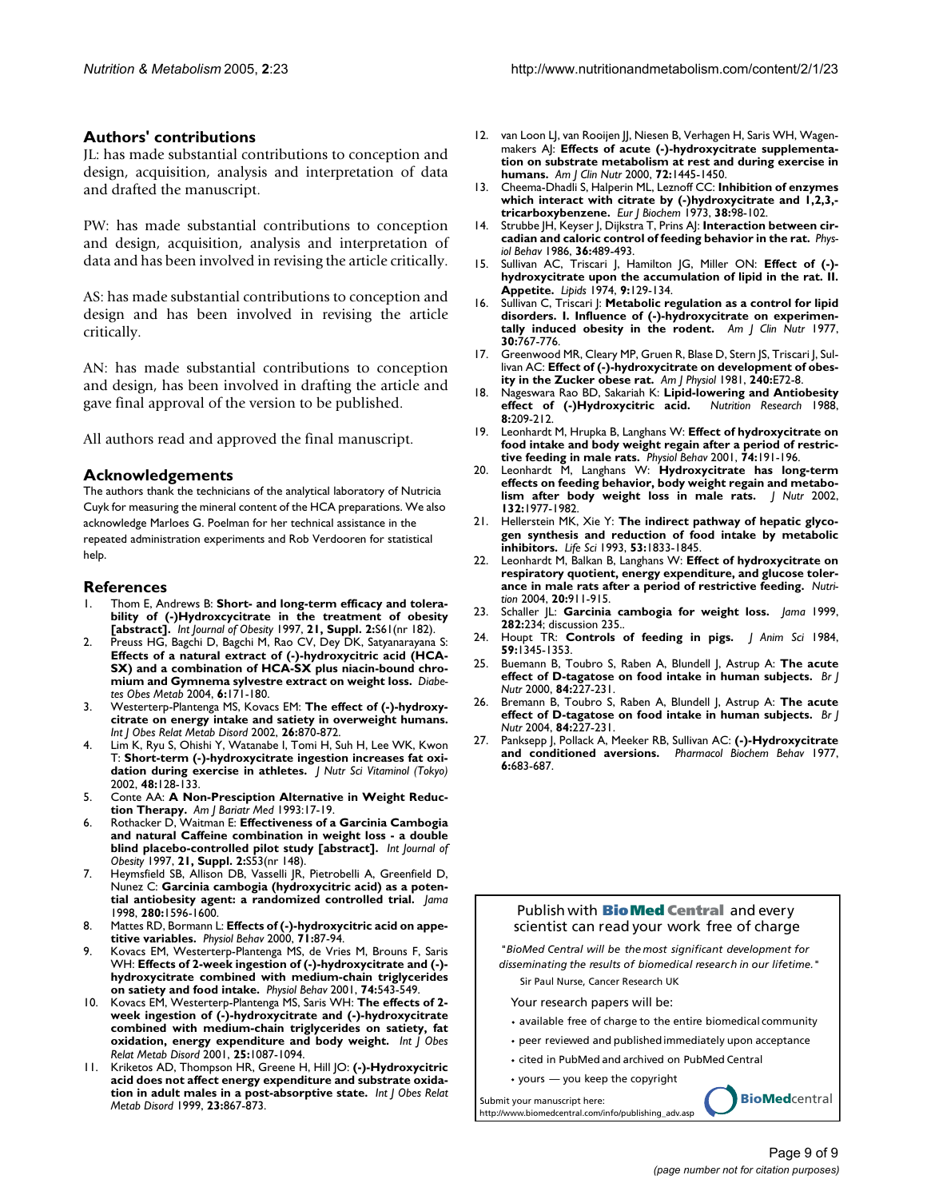## Authors' contributions

JL: has made substantial contributions to conception and design, acquisition, analysis and interpretation of data and drafted the manuscript.

PW: has made substantial contributions to conception and design, acquisition, analysis and interpretation of data and has been involved in revising the article critically.

AS: has made substantial contributions to conception and design and has been involved in revising the article critically.

AN: has made substantial contributions to conception and design, has been involved in drafting the article and gave final approval of the version to be published.

All authors read and approved the final manuscript.

## Acknowledgements

The authors thank the technicians of the analytical laboratory of Nutricia Cuyk for measuring the mineral content of the HCA preparations. We also acknowledge Marloes G. Poelman for her technical assistance in the repeated administration experiments and Rob Verdooren for statistical help.

## References

1. Thom E, Andrews B: **Short- and long-term efficacy and tolerability of (-)Hydroxcycitrate in the treatment of obesity [abstract].** *Int Journal of Obesity* 1997, **21, Suppl. 2:**S61(nr 182).
2. Preuss HG, Bagchi D, Bagchi M, Rao CV, Dey DK, Satyanarayana S: **Effects of a natural extract of (-)-hydroxycitric acid (HCA-SX) and a combination of HCA-SX plus niacin-bound chromium and Gymnema sylvestre extract on weight loss.** *Diabetes Obes Metab* 2004, **6:**171-180.
3. Westerterp-Plantenga MS, Kovacs EM: **The effect of (-)-hydroxycitrate on energy intake and satiety in overweight humans.** *Int J Obes Relat Metab Disord* 2002, **26:**870-872.
4. Lim K, Ryu S, Ohishi Y, Watanabe I, Tomi H, Suh H, Lee WK, Kwon T: **Short-term (-)-hydroxycitrate ingestion increases fat oxidation during exercise in athletes.** *J Nutr Sci Vitaminol (Tokyo)* 2002, **48:**128-133.
5. Conte AA: **A Non-Presciption Alternative in Weight Reduction Therapy.** *Am J Bariatr Med* 1993:17-19.
6. Rothacker D, Waitman E: **Effectiveness of a Garcinia Cambogia and natural Caffeine combination in weight loss - a double blind placebo-controlled pilot study [abstract].** *Int Journal of Obesity* 1997, **21, Suppl. 2:**S53(nr 148).
7. Heymsfield SB, Allison DB, Vasselli JR, Pietrobelli A, Greenfield D, Nunez C: **Garcinia cambogia (hydroxycitric acid) as a potential antiobesity agent: a randomized controlled trial.** *Jama* 1998, **280:**1596-1600.
8. Mattes RD, Bormann L: **Effects of (-)-hydroxycitric acid on appetitive variables.** *Physiol Behav* 2000, **71:**87-94.
9. Kovacs EM, Westerterp-Plantenga MS, de Vries M, Brouns F, Saris WH: **Effects of 2-week ingestion of (-)-hydroxycitrate and (-)-hydroxycitrate combined with medium-chain triglycerides on satiety and food intake.** *Physiol Behav* 2001, **74:**543-549.
10. Kovacs EM, Westerterp-Plantenga MS, Saris WH: **The effects of 2-week ingestion of (-)-hydroxycitrate and (-)-hydroxycitrate combined with medium-chain triglycerides on satiety, fat oxidation, energy expenditure and body weight.** *Int J Obes Relat Metab Disord* 2001, **25:**1087-1094.
11. Kriketos AD, Thompson HR, Greene H, Hill JO: **(-)-Hydroxycitric acid does not affect energy expenditure and substrate oxidation in adult males in a post-absorptive state.** *Int J Obes Relat Metab Disord* 1999, **23:**867-873.
12. van Loon LJ, van Rooijen JJ, Niesen B, Verhagen H, Saris WH, Wagenmakers AJ: **Effects of acute (-)-hydroxycitrate supplementation on substrate metabolism at rest and during exercise in humans.** *Am J Clin Nutr* 2000, **72:**1445-1450.
13. Cheema-Dhadli S, Halperin ML, Leznoff CC: **Inhibition of enzymes which interact with citrate by (-)hydroxycitrate and 1,2,3,-tricarboxybenzene.** *Eur J Biochem* 1973, **38:**98-102.
14. Strubbe JH, Keyser J, Dijkstra T, Prins AJ: **Interaction between circadian and caloric control of feeding behavior in the rat.** *Physiol Behav* 1986, **36:**489-493.
15. Sullivan AC, Triscari J, Hamilton JG, Miller ON: **Effect of (-)-hydroxycitrate upon the accumulation of lipid in the rat. II. Appetite.** *Lipids* 1974, **9:**129-134.
16. Sullivan C, Triscari J: **Metabolic regulation as a control for lipid disorders. I. Influence of (-)-hydroxycitrate on experimentally induced obesity in the rodent.** *Am J Clin Nutr* 1977, **30:**767-776.
17. Greenwood MR, Cleary MP, Gruen R, Blase D, Stern JS, Triscari J, Sullivan AC: **Effect of (-)-hydroxycitrate on development of obesity in the Zucker obese rat.** *Am J Physiol* 1981, **240:**E72-8.
18. Nageswara Rao BD, Sakariah K: **Lipid-lowering and Antiobesity effect of (-)Hydroxycitric acid.** *Nutrition Research* 1988, **8:**209-212.
19. Leonhardt M, Hrupka B, Langhans W: **Effect of hydroxycitrate on food intake and body weight regain after a period of restrictive feeding in male rats.** *Physiol Behav* 2001, **74:**191-196.
20. Leonhardt M, Langhans W: **Hydroxycitrate has long-term effects on feeding behavior, body weight regain and metabolism after body weight loss in male rats.** *J Nutr* 2002, **132:**1977-1982.
21. Hellerstein MK, Xie Y: **The indirect pathway of hepatic glycogen synthesis and reduction of food intake by metabolic inhibitors.** *Life Sci* 1993, **53:**1833-1845.
22. Leonhardt M, Balkan B, Langhans W: **Effect of hydroxycitrate on respiratory quotient, energy expenditure, and glucose tolerance in male rats after a period of restrictive feeding.** *Nutrition* 2004, **20:**911-915.
23. Schaller JL: **Garcinia cambogia for weight loss.** *Jama* 1999, **282:**234; discussion 235..
24. Houpt TR: **Controls of feeding in pigs.** *J Anim Sci* 1984, **59:**1345-1353.
25. Buemann B, Toubro S, Raben A, Blundell J, Astrup A: **The acute effect of D-tagatose on food intake in human subjects.** *Br J Nutr* 2000, **84:**227-231.
26. Bremann B, Toubro S, Raben A, Blundell J, Astrup A: **The acute effect of D-tagatose on food intake in human subjects.** *Br J Nutr* 2004, **84:**227-231.
27. Panksepp J, Pollack A, Meeker RB, Sullivan AC: **(-)-Hydroxycitrate and conditioned aversions.** *Pharmacol Biochem Behav* 1977, **6:**683-687.

Publish with **BioMed Central** and every scientist can read your work free of charge

*"BioMed Central will be the most significant development for disseminating the results of biomedical research in our lifetime."*

Sir Paul Nurse, Cancer Research UK

Your research papers will be:

- available free of charge to the entire biomedical community
- peer reviewed and published immediately upon acceptance
- cited in PubMed and archived on PubMed Central
- yours — you keep the copyright

Submit your manuscript here:
http://www.biomedcentral.com/info/publishing_adv.asp

BioMedcentral